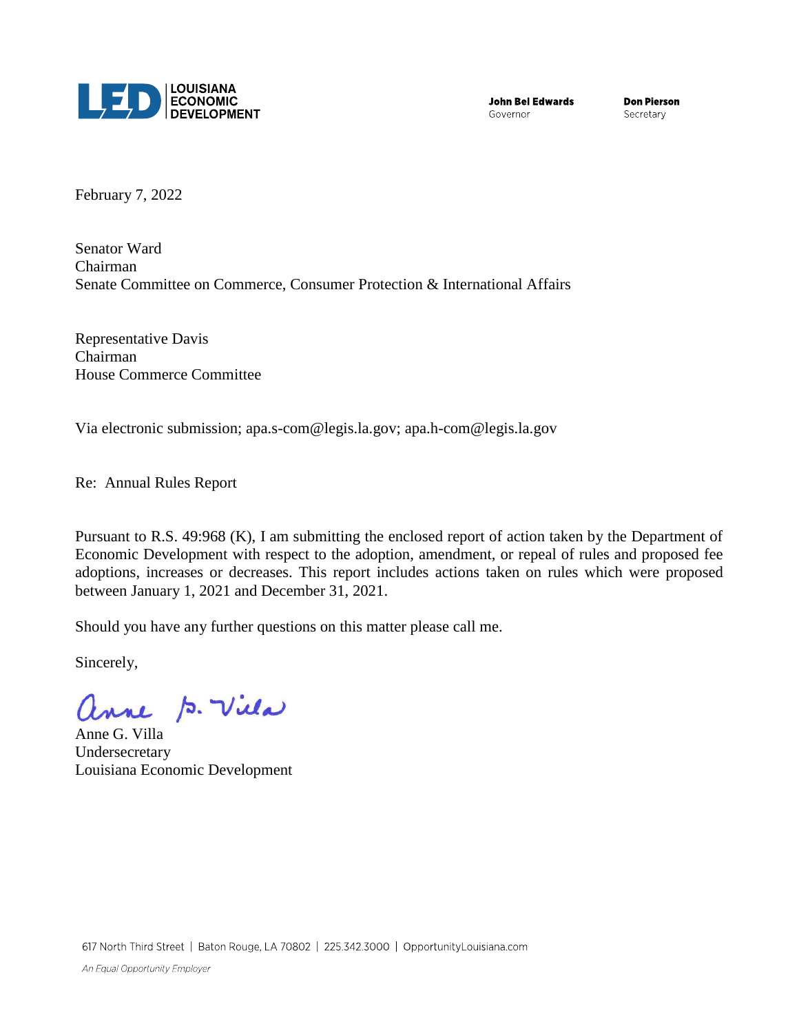LOUISIANA ECONOMIC DEVELOPMENT

**John Bel Edwards**
Governor

**Don Pierson**
Secretary

February 7, 2022

Senator Ward
Chairman
Senate Committee on Commerce, Consumer Protection & International Affairs

Representative Davis
Chairman
House Commerce Committee

Via electronic submission; apa.s-com@legis.la.gov; apa.h-com@legis.la.gov

Re: Annual Rules Report

Pursuant to R.S. 49:968 (K), I am submitting the enclosed report of action taken by the Department of Economic Development with respect to the adoption, amendment, or repeal of rules and proposed fee adoptions, increases or decreases. This report includes actions taken on rules which were proposed between January 1, 2021 and December 31, 2021.

Should you have any further questions on this matter please call me.

Sincerely,

Anne G. Villa
Undersecretary
Louisiana Economic Development

617 North Third Street | Baton Rouge, LA 70802 | 225.342.3000 | OpportunityLouisiana.com

*An Equal Opportunity Employer*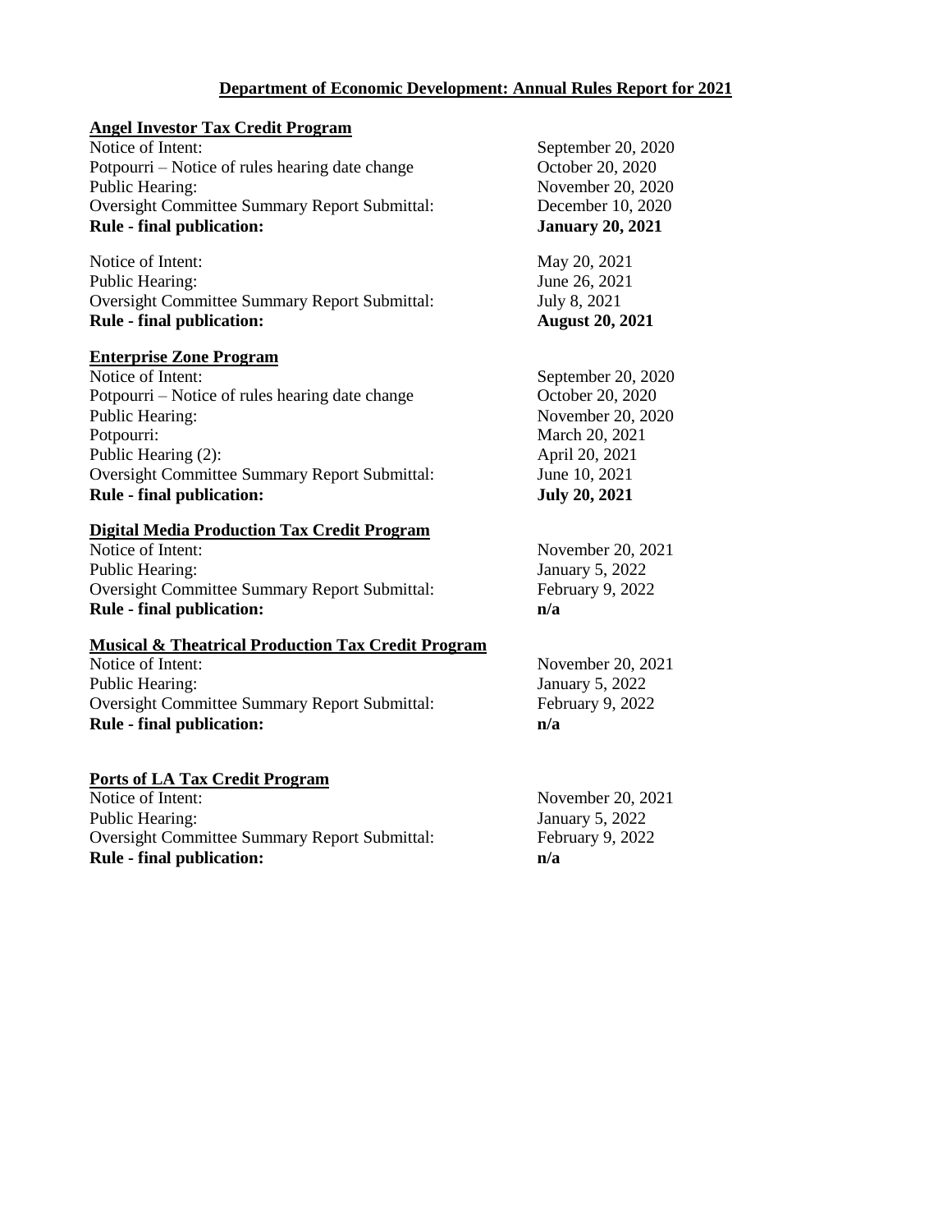## Department of Economic Development: Annual Rules Report for 2021

### Angel Investor Tax Credit Program

| | |
|---|---|
| Notice of Intent: | September 20, 2020 |
| Potpourri – Notice of rules hearing date change | October 20, 2020 |
| Public Hearing: | November 20, 2020 |
| Oversight Committee Summary Report Submittal: | December 10, 2020 |
| **Rule - final publication:** | **January 20, 2021** |

| | |
|---|---|
| Notice of Intent: | May 20, 2021 |
| Public Hearing: | June 26, 2021 |
| Oversight Committee Summary Report Submittal: | July 8, 2021 |
| **Rule - final publication:** | **August 20, 2021** |

### Enterprise Zone Program

| | |
|---|---|
| Notice of Intent: | September 20, 2020 |
| Potpourri – Notice of rules hearing date change | October 20, 2020 |
| Public Hearing: | November 20, 2020 |
| Potpourri: | March 20, 2021 |
| Public Hearing (2): | April 20, 2021 |
| Oversight Committee Summary Report Submittal: | June 10, 2021 |
| **Rule - final publication:** | **July 20, 2021** |

### Digital Media Production Tax Credit Program

| | |
|---|---|
| Notice of Intent: | November 20, 2021 |
| Public Hearing: | January 5, 2022 |
| Oversight Committee Summary Report Submittal: | February 9, 2022 |
| **Rule - final publication:** | **n/a** |

### Musical & Theatrical Production Tax Credit Program

| | |
|---|---|
| Notice of Intent: | November 20, 2021 |
| Public Hearing: | January 5, 2022 |
| Oversight Committee Summary Report Submittal: | February 9, 2022 |
| **Rule - final publication:** | **n/a** |

### Ports of LA Tax Credit Program

| | |
|---|---|
| Notice of Intent: | November 20, 2021 |
| Public Hearing: | January 5, 2022 |
| Oversight Committee Summary Report Submittal: | February 9, 2022 |
| **Rule - final publication:** | **n/a** |